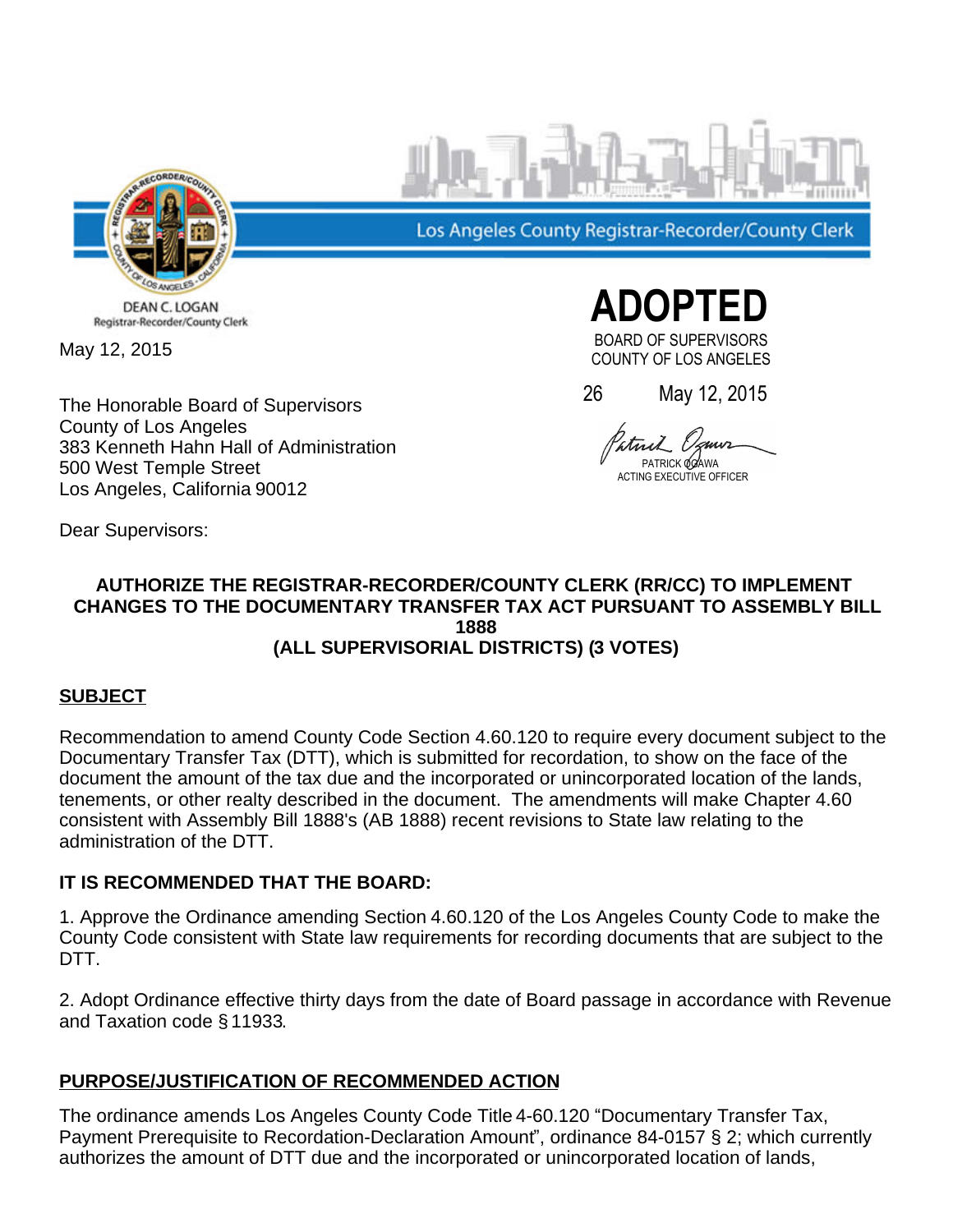Los Angeles County Registrar-Recorder/County Clerk

DEAN C. LOGAN
Registrar-Recorder/County Clerk

May 12, 2015

**ADOPTED**

BOARD OF SUPERVISORS
COUNTY OF LOS ANGELES

26 May 12, 2015

PATRICK OGAWA
ACTING EXECUTIVE OFFICER

The Honorable Board of Supervisors
County of Los Angeles
383 Kenneth Hahn Hall of Administration
500 West Temple Street
Los Angeles, California 90012

Dear Supervisors:

**AUTHORIZE THE REGISTRAR-RECORDER/COUNTY CLERK (RR/CC) TO IMPLEMENT CHANGES TO THE DOCUMENTARY TRANSFER TAX ACT PURSUANT TO ASSEMBLY BILL 1888**
**(ALL SUPERVISORIAL DISTRICTS) (3 VOTES)**

## SUBJECT

Recommendation to amend County Code Section 4.60.120 to require every document subject to the Documentary Transfer Tax (DTT), which is submitted for recordation, to show on the face of the document the amount of the tax due and the incorporated or unincorporated location of the lands, tenements, or other realty described in the document. The amendments will make Chapter 4.60 consistent with Assembly Bill 1888's (AB 1888) recent revisions to State law relating to the administration of the DTT.

### IT IS RECOMMENDED THAT THE BOARD:

1. Approve the Ordinance amending Section 4.60.120 of the Los Angeles County Code to make the County Code consistent with State law requirements for recording documents that are subject to the DTT.

2. Adopt Ordinance effective thirty days from the date of Board passage in accordance with Revenue and Taxation code § 11933.

## PURPOSE/JUSTIFICATION OF RECOMMENDED ACTION

The ordinance amends Los Angeles County Code Title 4-60.120 "Documentary Transfer Tax, Payment Prerequisite to Recordation-Declaration Amount", ordinance 84-0157 § 2; which currently authorizes the amount of DTT due and the incorporated or unincorporated location of lands,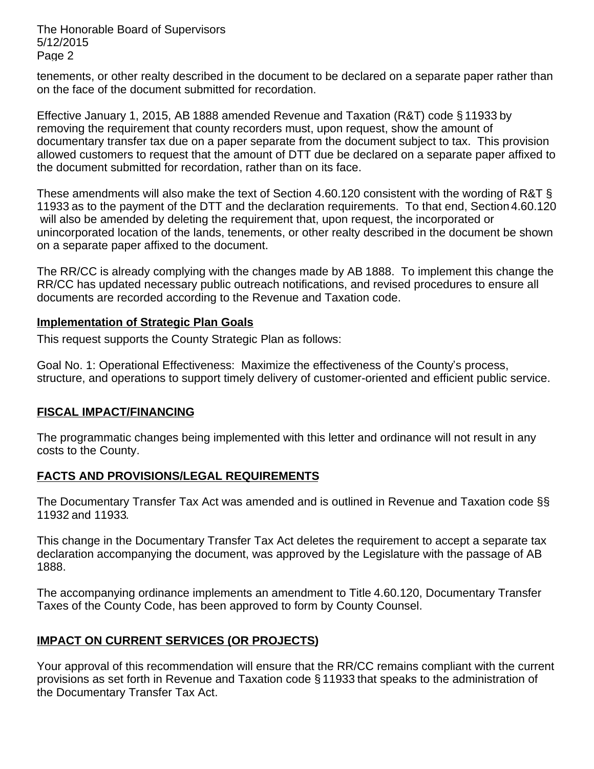tenements, or other realty described in the document to be declared on a separate paper rather than on the face of the document submitted for recordation.

Effective January 1, 2015, AB 1888 amended Revenue and Taxation (R&T) code § 11933 by removing the requirement that county recorders must, upon request, show the amount of documentary transfer tax due on a paper separate from the document subject to tax. This provision allowed customers to request that the amount of DTT due be declared on a separate paper affixed to the document submitted for recordation, rather than on its face.

These amendments will also make the text of Section 4.60.120 consistent with the wording of R&T § 11933 as to the payment of the DTT and the declaration requirements. To that end, Section 4.60.120 will also be amended by deleting the requirement that, upon request, the incorporated or unincorporated location of the lands, tenements, or other realty described in the document be shown on a separate paper affixed to the document.

The RR/CC is already complying with the changes made by AB 1888. To implement this change the RR/CC has updated necessary public outreach notifications, and revised procedures to ensure all documents are recorded according to the Revenue and Taxation code.

**Implementation of Strategic Plan Goals**

This request supports the County Strategic Plan as follows:

Goal No. 1: Operational Effectiveness: Maximize the effectiveness of the County's process, structure, and operations to support timely delivery of customer-oriented and efficient public service.

**FISCAL IMPACT/FINANCING**

The programmatic changes being implemented with this letter and ordinance will not result in any costs to the County.

**FACTS AND PROVISIONS/LEGAL REQUIREMENTS**

The Documentary Transfer Tax Act was amended and is outlined in Revenue and Taxation code §§ 11932 and 11933.

This change in the Documentary Transfer Tax Act deletes the requirement to accept a separate tax declaration accompanying the document, was approved by the Legislature with the passage of AB 1888.

The accompanying ordinance implements an amendment to Title 4.60.120, Documentary Transfer Taxes of the County Code, has been approved to form by County Counsel.

**IMPACT ON CURRENT SERVICES (OR PROJECTS)**

Your approval of this recommendation will ensure that the RR/CC remains compliant with the current provisions as set forth in Revenue and Taxation code § 11933 that speaks to the administration of the Documentary Transfer Tax Act.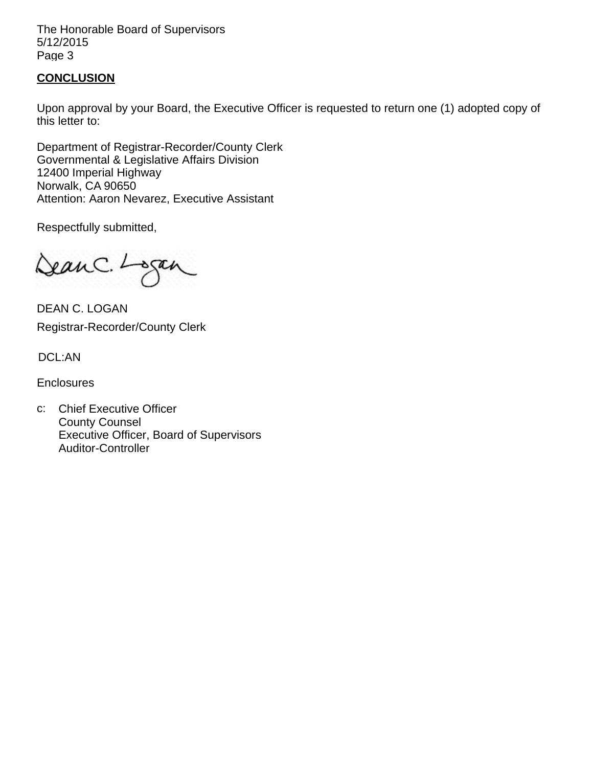**CONCLUSION**

Upon approval by your Board, the Executive Officer is requested to return one (1) adopted copy of this letter to:

Department of Registrar-Recorder/County Clerk
Governmental & Legislative Affairs Division
12400 Imperial Highway
Norwalk, CA 90650
Attention: Aaron Nevarez, Executive Assistant

Respectfully submitted,

DEAN C. LOGAN
Registrar-Recorder/County Clerk

DCL:AN

Enclosures

c: Chief Executive Officer
County Counsel
Executive Officer, Board of Supervisors
Auditor-Controller